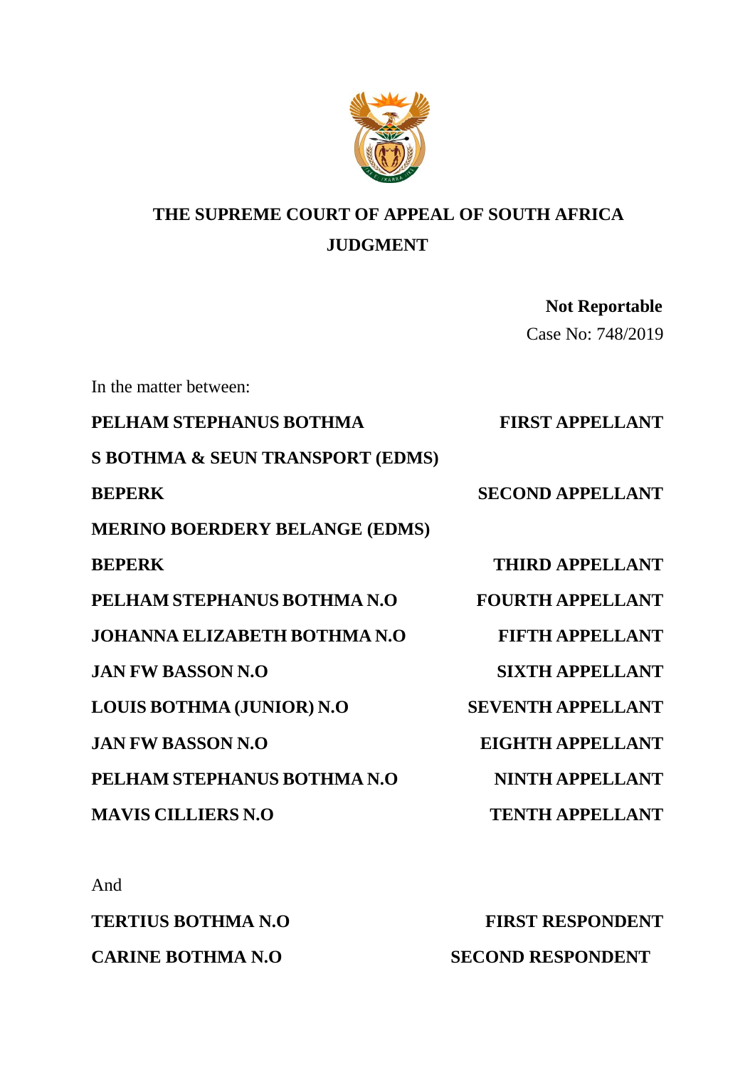**THE SUPREME COURT OF APPEAL OF SOUTH AFRICA**
**JUDGMENT**

**Not Reportable**
Case No: 748/2019

In the matter between:

| | |
|---|---|
| **PELHAM STEPHANUS BOTHMA** | **FIRST APPELLANT** |
| **S BOTHMA & SEUN TRANSPORT (EDMS) BEPERK** | **SECOND APPELLANT** |
| **MERINO BOERDERY BELANGE (EDMS) BEPERK** | **THIRD APPELLANT** |
| **PELHAM STEPHANUS BOTHMA N.O** | **FOURTH APPELLANT** |
| **JOHANNA ELIZABETH BOTHMA N.O** | **FIFTH APPELLANT** |
| **JAN FW BASSON N.O** | **SIXTH APPELLANT** |
| **LOUIS BOTHMA (JUNIOR) N.O** | **SEVENTH APPELLANT** |
| **JAN FW BASSON N.O** | **EIGHTH APPELLANT** |
| **PELHAM STEPHANUS BOTHMA N.O** | **NINTH APPELLANT** |
| **MAVIS CILLIERS N.O** | **TENTH APPELLANT** |

And

| | |
|---|---|
| **TERTIUS BOTHMA N.O** | **FIRST RESPONDENT** |
| **CARINE BOTHMA N.O** | **SECOND RESPONDENT** |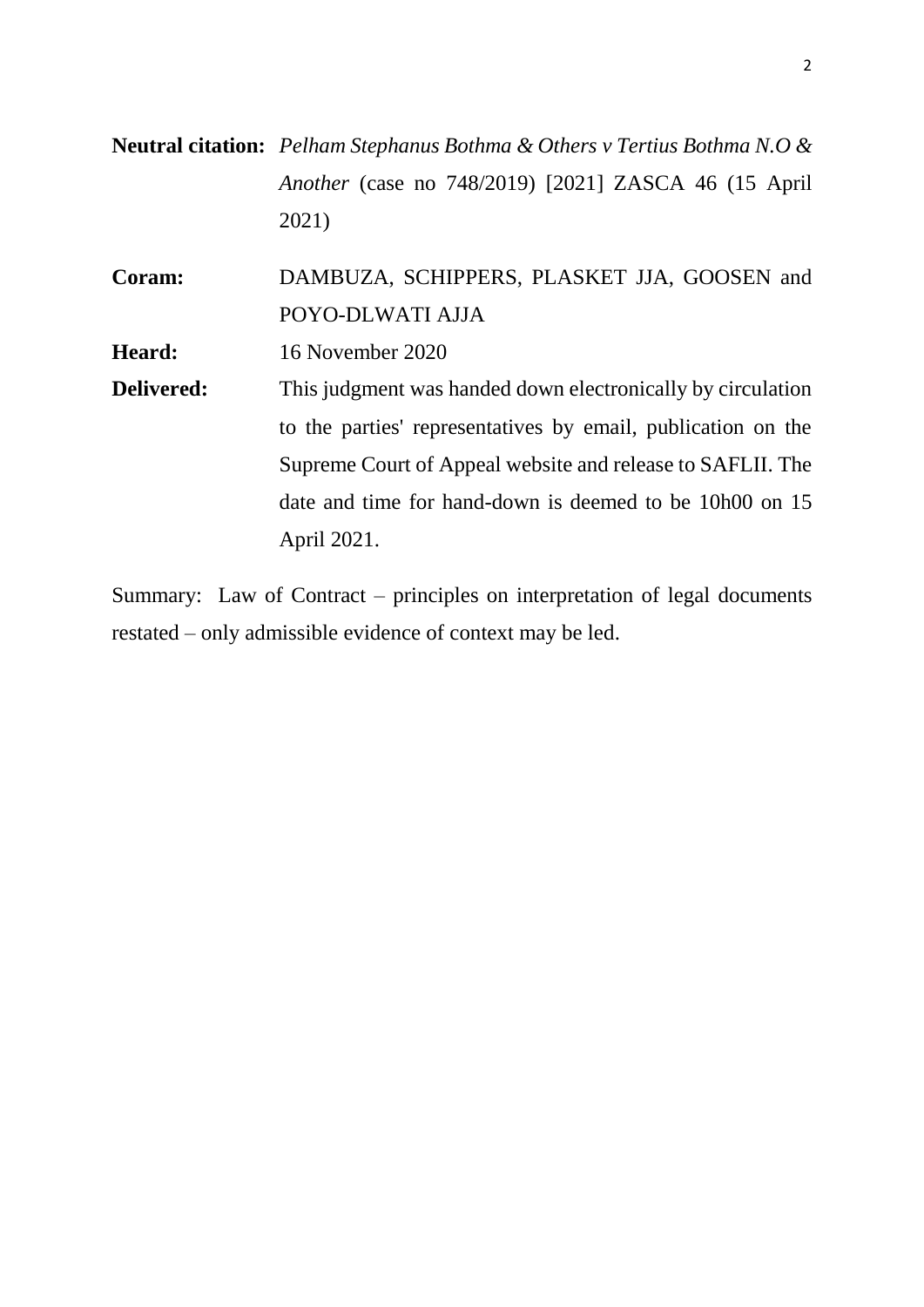**Neutral citation:** *Pelham Stephanus Bothma & Others v Tertius Bothma N.O & Another* (case no 748/2019) [2021] ZASCA 46 (15 April 2021)

**Coram:** DAMBUZA, SCHIPPERS, PLASKET JJA, GOOSEN and POYO-DLWATI AJJA

**Heard:** 16 November 2020

**Delivered:** This judgment was handed down electronically by circulation to the parties' representatives by email, publication on the Supreme Court of Appeal website and release to SAFLII. The date and time for hand-down is deemed to be 10h00 on 15 April 2021.

Summary: Law of Contract – principles on interpretation of legal documents restated – only admissible evidence of context may be led.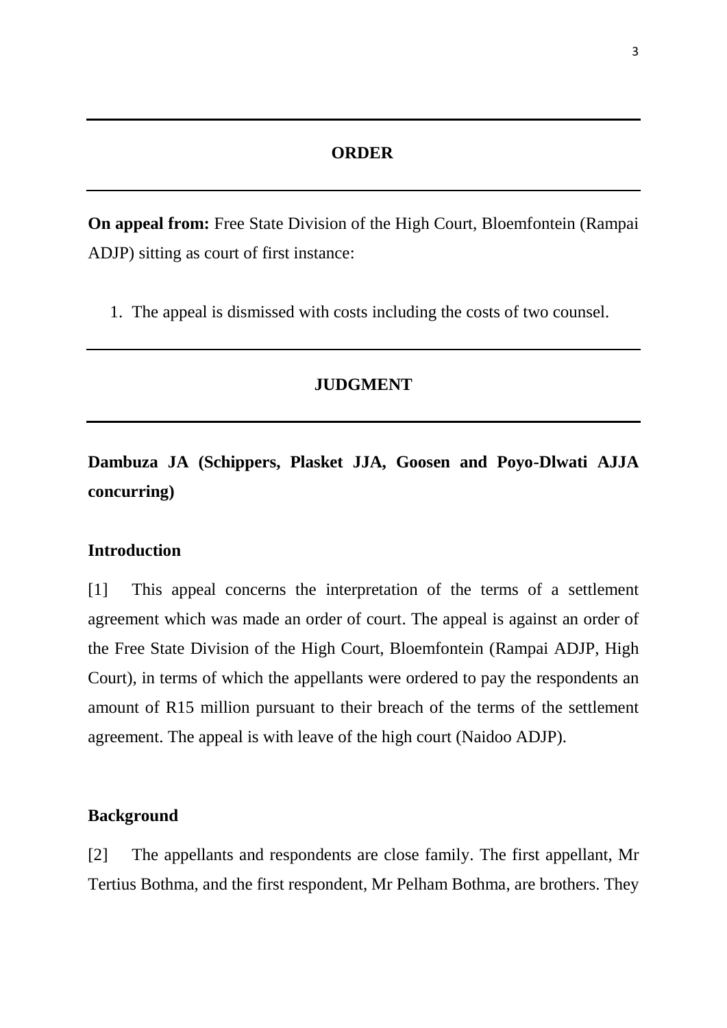## ORDER

**On appeal from:** Free State Division of the High Court, Bloemfontein (Rampai ADJP) sitting as court of first instance:

1. The appeal is dismissed with costs including the costs of two counsel.

## JUDGMENT

**Dambuza JA (Schippers, Plasket JJA, Goosen and Poyo-Dlwati AJJA concurring)**

### Introduction

[1] This appeal concerns the interpretation of the terms of a settlement agreement which was made an order of court. The appeal is against an order of the Free State Division of the High Court, Bloemfontein (Rampai ADJP, High Court), in terms of which the appellants were ordered to pay the respondents an amount of R15 million pursuant to their breach of the terms of the settlement agreement. The appeal is with leave of the high court (Naidoo ADJP).

### Background

[2] The appellants and respondents are close family. The first appellant, Mr Tertius Bothma, and the first respondent, Mr Pelham Bothma, are brothers. They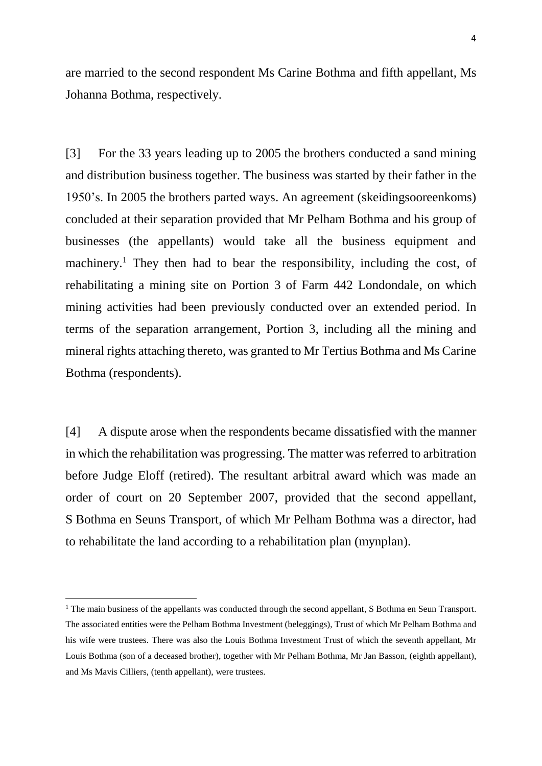are married to the second respondent Ms Carine Bothma and fifth appellant, Ms Johanna Bothma, respectively.

[3] For the 33 years leading up to 2005 the brothers conducted a sand mining and distribution business together. The business was started by their father in the 1950's. In 2005 the brothers parted ways. An agreement (skeidingsooreenkoms) concluded at their separation provided that Mr Pelham Bothma and his group of businesses (the appellants) would take all the business equipment and machinery.[1] They then had to bear the responsibility, including the cost, of rehabilitating a mining site on Portion 3 of Farm 442 Londondale, on which mining activities had been previously conducted over an extended period. In terms of the separation arrangement, Portion 3, including all the mining and mineral rights attaching thereto, was granted to Mr Tertius Bothma and Ms Carine Bothma (respondents).

[4] A dispute arose when the respondents became dissatisfied with the manner in which the rehabilitation was progressing. The matter was referred to arbitration before Judge Eloff (retired). The resultant arbitral award which was made an order of court on 20 September 2007, provided that the second appellant, S Bothma en Seuns Transport, of which Mr Pelham Bothma was a director, had to rehabilitate the land according to a rehabilitation plan (mynplan).

---

[1] The main business of the appellants was conducted through the second appellant, S Bothma en Seun Transport. The associated entities were the Pelham Bothma Investment (beleggings), Trust of which Mr Pelham Bothma and his wife were trustees. There was also the Louis Bothma Investment Trust of which the seventh appellant, Mr Louis Bothma (son of a deceased brother), together with Mr Pelham Bothma, Mr Jan Basson, (eighth appellant), and Ms Mavis Cilliers, (tenth appellant), were trustees.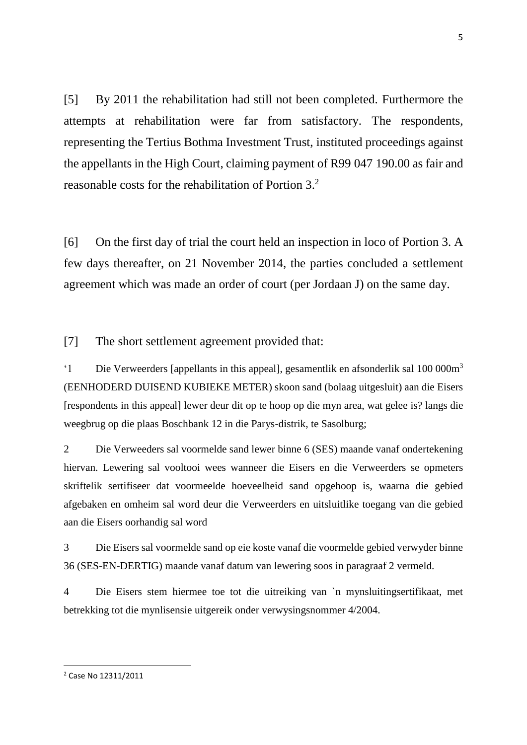[5] By 2011 the rehabilitation had still not been completed. Furthermore the attempts at rehabilitation were far from satisfactory. The respondents, representing the Tertius Bothma Investment Trust, instituted proceedings against the appellants in the High Court, claiming payment of R99 047 190.00 as fair and reasonable costs for the rehabilitation of Portion 3.[2]

[6] On the first day of trial the court held an inspection in loco of Portion 3. A few days thereafter, on 21 November 2014, the parties concluded a settlement agreement which was made an order of court (per Jordaan J) on the same day.

[7] The short settlement agreement provided that:

'1 Die Verweerders [appellants in this appeal], gesamentlik en afsonderlik sal 100 000$m^3$ (EENHODERD DUISEND KUBIEKE METER) skoon sand (bolaag uitgesluit) aan die Eisers [respondents in this appeal] lewer deur dit op te hoop op die myn area, wat gelee is? langs die weegbrug op die plaas Boschbank 12 in die Parys-distrik, te Sasolburg;

2 Die Verweeders sal voormelde sand lewer binne 6 (SES) maande vanaf ondertekening hiervan. Lewering sal vooltooi wees wanneer die Eisers en die Verweerders se opmeters skriftelik sertifiseer dat voormeelde hoeveelheid sand opgehoop is, waarna die gebied afgebaken en omheim sal word deur die Verweerders en uitsluitlike toegang van die gebied aan die Eisers oorhandig sal word

3 Die Eisers sal voormelde sand op eie koste vanaf die voormelde gebied verwyder binne 36 (SES-EN-DERTIG) maande vanaf datum van lewering soos in paragraaf 2 vermeld.

4 Die Eisers stem hiermee toe tot die uitreiking van `n mynsluitingsertifikaat, met betrekking tot die mynlisensie uitgereik onder verwysingsnommer 4/2004.

---

[2] Case No 12311/2011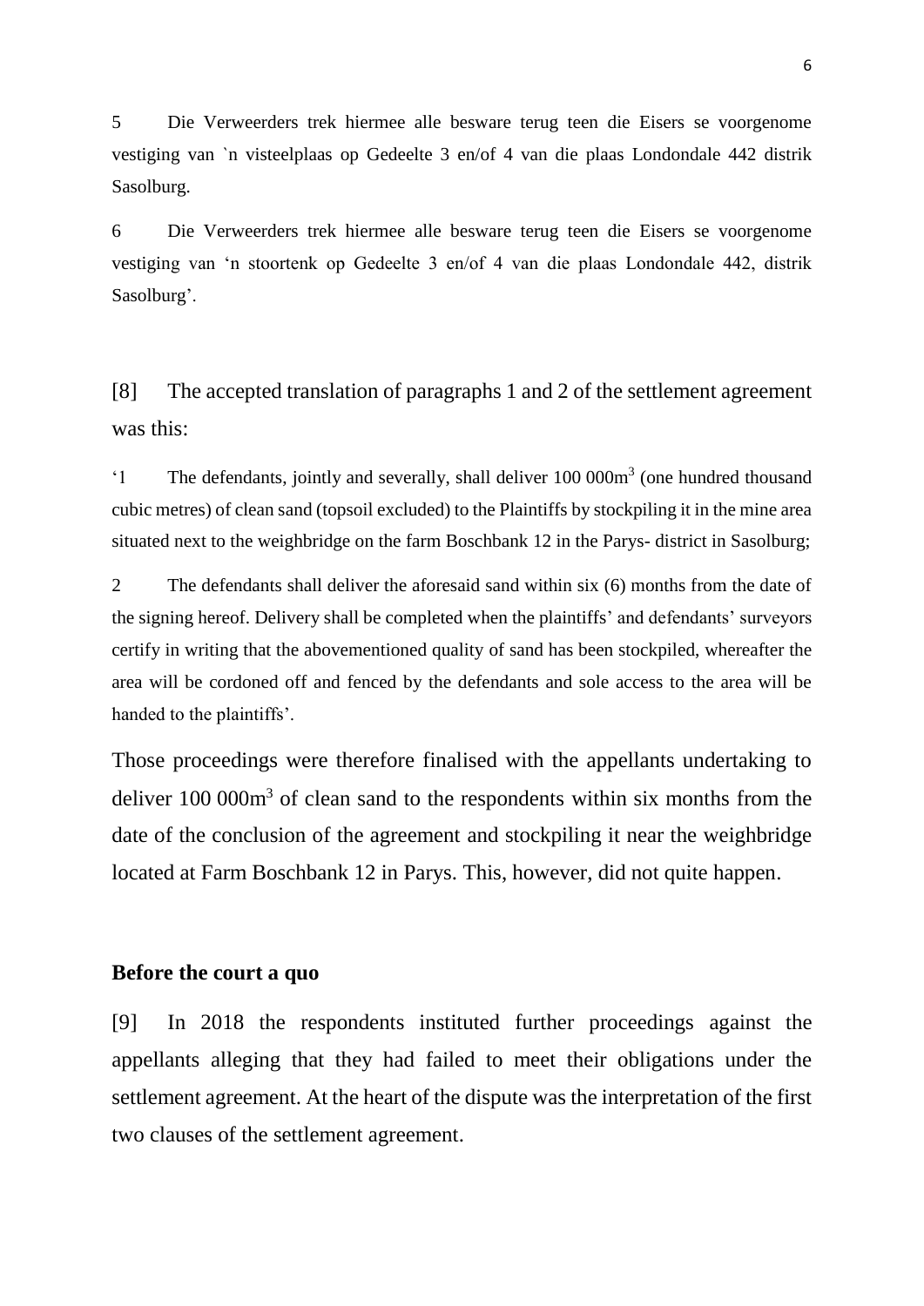5 Die Verweerders trek hiermee alle besware terug teen die Eisers se voorgenome vestiging van `n visteelplaas op Gedeelte 3 en/of 4 van die plaas Londondale 442 distrik Sasolburg.

6 Die Verweerders trek hiermee alle besware terug teen die Eisers se voorgenome vestiging van 'n stoortenk op Gedeelte 3 en/of 4 van die plaas Londondale 442, distrik Sasolburg'.

[8] The accepted translation of paragraphs 1 and 2 of the settlement agreement was this:

'1 The defendants, jointly and severally, shall deliver 100 000m$^3$ (one hundred thousand cubic metres) of clean sand (topsoil excluded) to the Plaintiffs by stockpiling it in the mine area situated next to the weighbridge on the farm Boschbank 12 in the Parys- district in Sasolburg;

2 The defendants shall deliver the aforesaid sand within six (6) months from the date of the signing hereof. Delivery shall be completed when the plaintiffs' and defendants' surveyors certify in writing that the abovementioned quality of sand has been stockpiled, whereafter the area will be cordoned off and fenced by the defendants and sole access to the area will be handed to the plaintiffs'.

Those proceedings were therefore finalised with the appellants undertaking to deliver 100 000m$^3$ of clean sand to the respondents within six months from the date of the conclusion of the agreement and stockpiling it near the weighbridge located at Farm Boschbank 12 in Parys. This, however, did not quite happen.

**Before the court a quo**

[9] In 2018 the respondents instituted further proceedings against the appellants alleging that they had failed to meet their obligations under the settlement agreement. At the heart of the dispute was the interpretation of the first two clauses of the settlement agreement.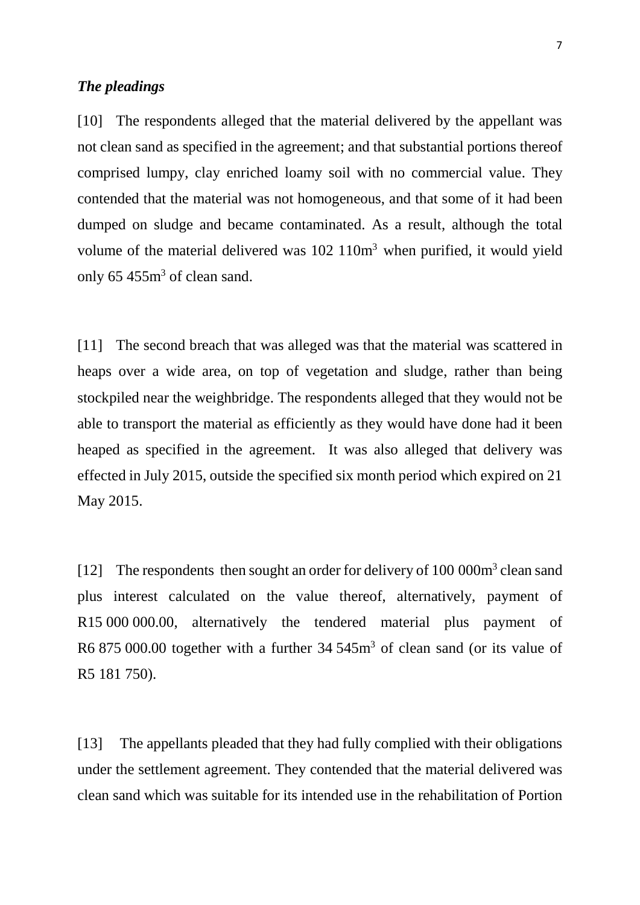***The pleadings***

[10] The respondents alleged that the material delivered by the appellant was not clean sand as specified in the agreement; and that substantial portions thereof comprised lumpy, clay enriched loamy soil with no commercial value. They contended that the material was not homogeneous, and that some of it had been dumped on sludge and became contaminated. As a result, although the total volume of the material delivered was 102 110m$^3$ when purified, it would yield only 65 455m$^3$ of clean sand.

[11] The second breach that was alleged was that the material was scattered in heaps over a wide area, on top of vegetation and sludge, rather than being stockpiled near the weighbridge. The respondents alleged that they would not be able to transport the material as efficiently as they would have done had it been heaped as specified in the agreement. It was also alleged that delivery was effected in July 2015, outside the specified six month period which expired on 21 May 2015.

[12] The respondents then sought an order for delivery of 100 000m$^3$ clean sand plus interest calculated on the value thereof, alternatively, payment of R15 000 000.00, alternatively the tendered material plus payment of R6 875 000.00 together with a further 34 545m$^3$ of clean sand (or its value of R5 181 750).

[13] The appellants pleaded that they had fully complied with their obligations under the settlement agreement. They contended that the material delivered was clean sand which was suitable for its intended use in the rehabilitation of Portion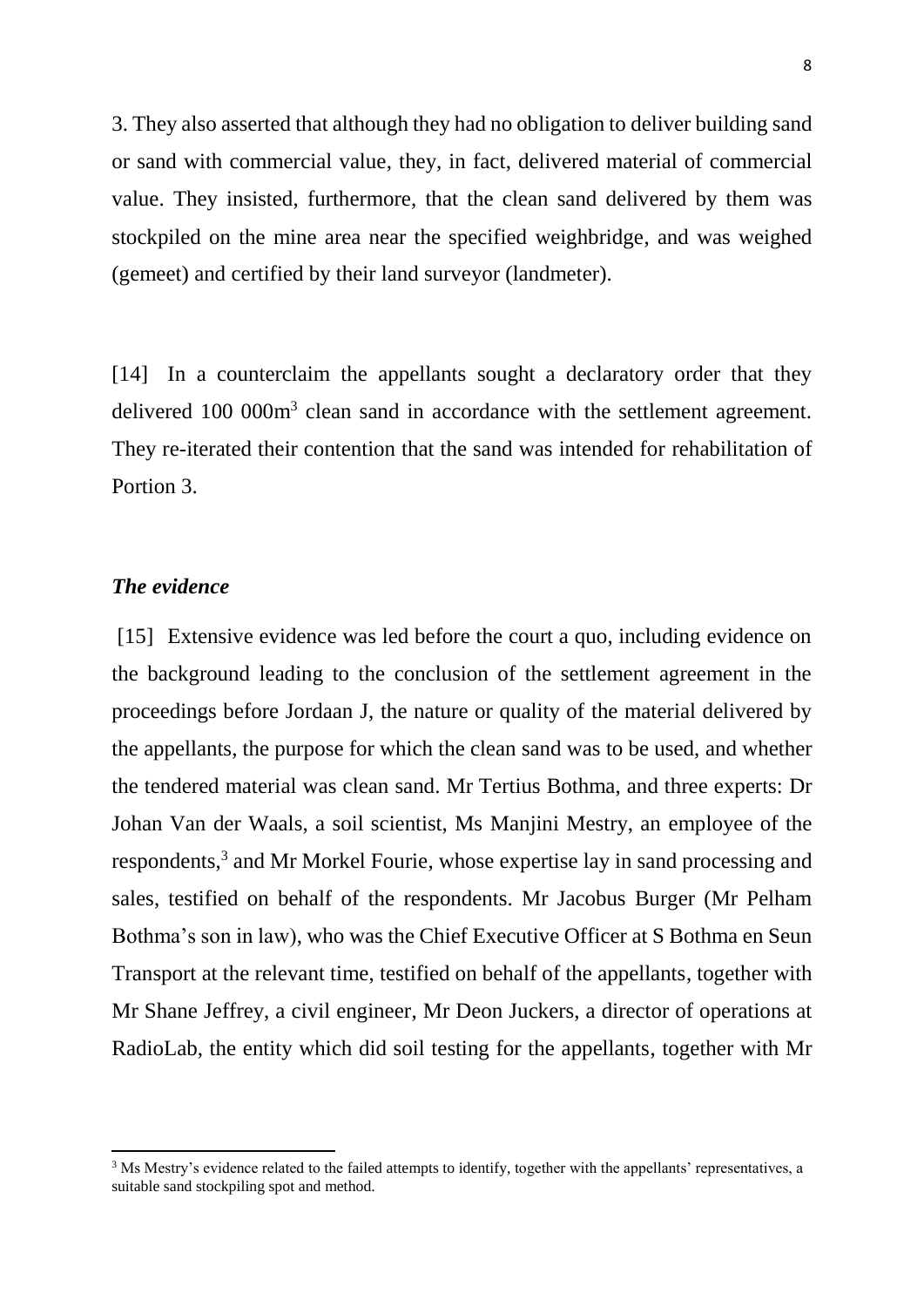3. They also asserted that although they had no obligation to deliver building sand or sand with commercial value, they, in fact, delivered material of commercial value. They insisted, furthermore, that the clean sand delivered by them was stockpiled on the mine area near the specified weighbridge, and was weighed (gemeet) and certified by their land surveyor (landmeter).

[14] In a counterclaim the appellants sought a declaratory order that they delivered 100 000$m^3$ clean sand in accordance with the settlement agreement. They re-iterated their contention that the sand was intended for rehabilitation of Portion 3.

### *The evidence*

[15] Extensive evidence was led before the court a quo, including evidence on the background leading to the conclusion of the settlement agreement in the proceedings before Jordaan J, the nature or quality of the material delivered by the appellants, the purpose for which the clean sand was to be used, and whether the tendered material was clean sand. Mr Tertius Bothma, and three experts: Dr Johan Van der Waals, a soil scientist, Ms Manjini Mestry, an employee of the respondents,[3] and Mr Morkel Fourie, whose expertise lay in sand processing and sales, testified on behalf of the respondents. Mr Jacobus Burger (Mr Pelham Bothma's son in law), who was the Chief Executive Officer at S Bothma en Seun Transport at the relevant time, testified on behalf of the appellants, together with Mr Shane Jeffrey, a civil engineer, Mr Deon Juckers, a director of operations at RadioLab, the entity which did soil testing for the appellants, together with Mr

---

[3] Ms Mestry's evidence related to the failed attempts to identify, together with the appellants' representatives, a suitable sand stockpiling spot and method.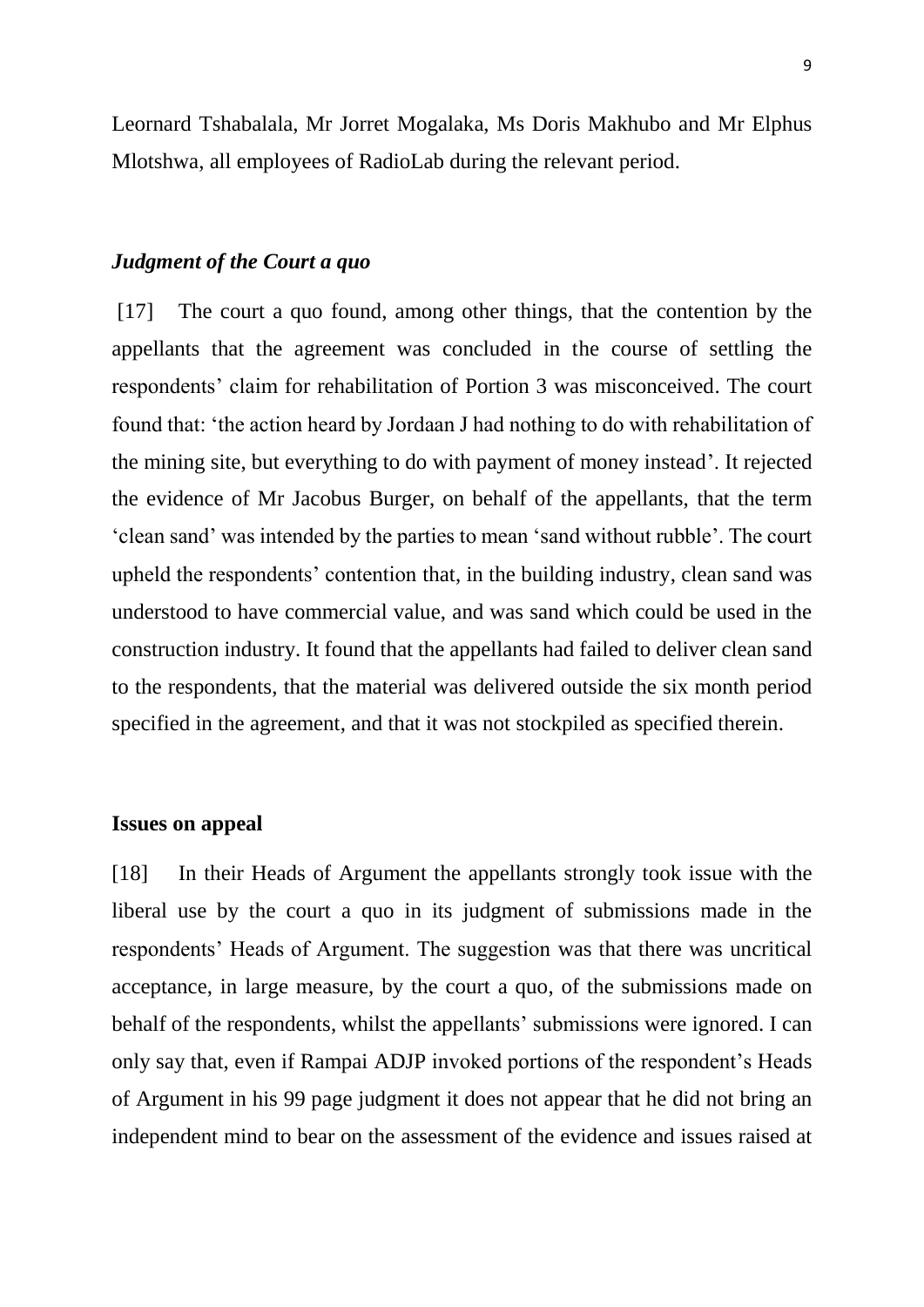Leornard Tshabalala, Mr Jorret Mogalaka, Ms Doris Makhubo and Mr Elphus Mlotshwa, all employees of RadioLab during the relevant period.

### *Judgment of the Court a quo*

[17] The court a quo found, among other things, that the contention by the appellants that the agreement was concluded in the course of settling the respondents' claim for rehabilitation of Portion 3 was misconceived. The court found that: 'the action heard by Jordaan J had nothing to do with rehabilitation of the mining site, but everything to do with payment of money instead'. It rejected the evidence of Mr Jacobus Burger, on behalf of the appellants, that the term 'clean sand' was intended by the parties to mean 'sand without rubble'. The court upheld the respondents' contention that, in the building industry, clean sand was understood to have commercial value, and was sand which could be used in the construction industry. It found that the appellants had failed to deliver clean sand to the respondents, that the material was delivered outside the six month period specified in the agreement, and that it was not stockpiled as specified therein.

### **Issues on appeal**

[18] In their Heads of Argument the appellants strongly took issue with the liberal use by the court a quo in its judgment of submissions made in the respondents' Heads of Argument. The suggestion was that there was uncritical acceptance, in large measure, by the court a quo, of the submissions made on behalf of the respondents, whilst the appellants' submissions were ignored. I can only say that, even if Rampai ADJP invoked portions of the respondent's Heads of Argument in his 99 page judgment it does not appear that he did not bring an independent mind to bear on the assessment of the evidence and issues raised at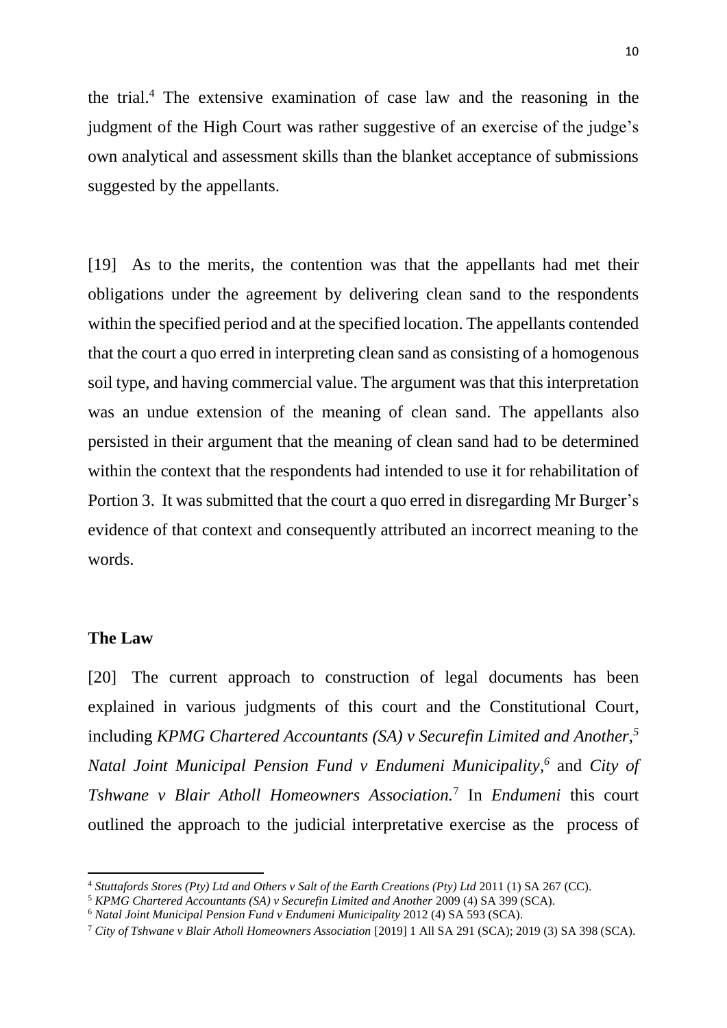the trial.[4] The extensive examination of case law and the reasoning in the judgment of the High Court was rather suggestive of an exercise of the judge's own analytical and assessment skills than the blanket acceptance of submissions suggested by the appellants.

[19] As to the merits, the contention was that the appellants had met their obligations under the agreement by delivering clean sand to the respondents within the specified period and at the specified location. The appellants contended that the court a quo erred in interpreting clean sand as consisting of a homogenous soil type, and having commercial value. The argument was that this interpretation was an undue extension of the meaning of clean sand. The appellants also persisted in their argument that the meaning of clean sand had to be determined within the context that the respondents had intended to use it for rehabilitation of Portion 3. It was submitted that the court a quo erred in disregarding Mr Burger's evidence of that context and consequently attributed an incorrect meaning to the words.

**The Law**

[20] The current approach to construction of legal documents has been explained in various judgments of this court and the Constitutional Court, including *KPMG Chartered Accountants (SA) v Securefin Limited and Another,*[5] *Natal Joint Municipal Pension Fund v Endumeni Municipality,*[6] and *City of Tshwane v Blair Atholl Homeowners Association.*[7] In *Endumeni* this court outlined the approach to the judicial interpretative exercise as the process of

[4] *Stuttafords Stores (Pty) Ltd and Others v Salt of the Earth Creations (Pty) Ltd* 2011 (1) SA 267 (CC).

[5] *KPMG Chartered Accountants (SA) v Securefin Limited and Another* 2009 (4) SA 399 (SCA).

[6] *Natal Joint Municipal Pension Fund v Endumeni Municipality* 2012 (4) SA 593 (SCA).

[7] *City of Tshwane v Blair Atholl Homeowners Association* [2019] 1 All SA 291 (SCA); 2019 (3) SA 398 (SCA).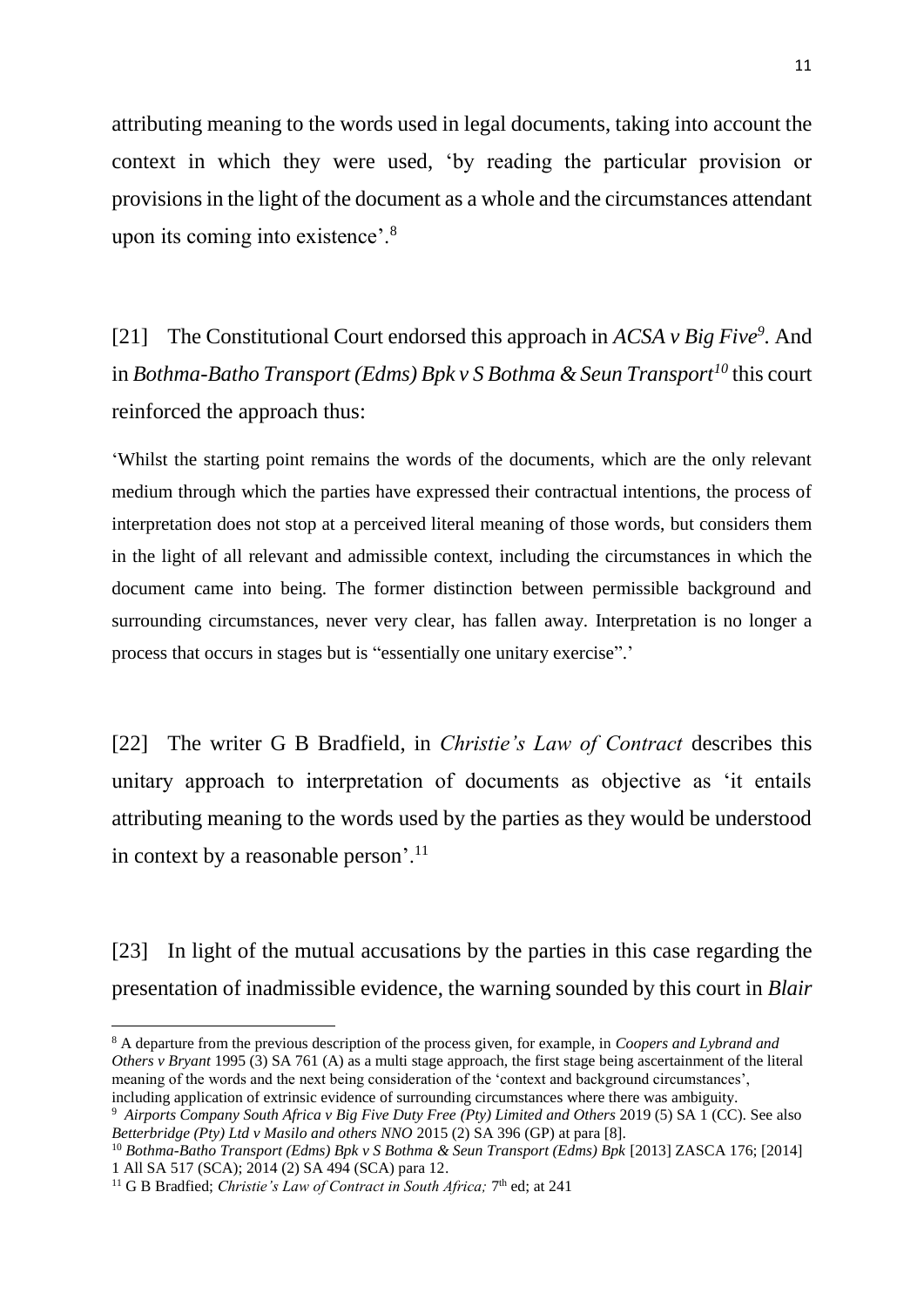attributing meaning to the words used in legal documents, taking into account the context in which they were used, 'by reading the particular provision or provisions in the light of the document as a whole and the circumstances attendant upon its coming into existence'.[8]

[21] The Constitutional Court endorsed this approach in *ACSA v Big Five*[9]. And in *Bothma-Batho Transport (Edms) Bpk v S Bothma & Seun Transport*[10] this court reinforced the approach thus:

'Whilst the starting point remains the words of the documents, which are the only relevant medium through which the parties have expressed their contractual intentions, the process of interpretation does not stop at a perceived literal meaning of those words, but considers them in the light of all relevant and admissible context, including the circumstances in which the document came into being. The former distinction between permissible background and surrounding circumstances, never very clear, has fallen away. Interpretation is no longer a process that occurs in stages but is "essentially one unitary exercise".'

[22] The writer G B Bradfield, in *Christie's Law of Contract* describes this unitary approach to interpretation of documents as objective as 'it entails attributing meaning to the words used by the parties as they would be understood in context by a reasonable person'.[11]

[23] In light of the mutual accusations by the parties in this case regarding the presentation of inadmissible evidence, the warning sounded by this court in *Blair*

---

[8] A departure from the previous description of the process given, for example, in *Coopers and Lybrand and Others v Bryant* 1995 (3) SA 761 (A) as a multi stage approach, the first stage being ascertainment of the literal meaning of the words and the next being consideration of the 'context and background circumstances', including application of extrinsic evidence of surrounding circumstances where there was ambiguity.

[9] *Airports Company South Africa v Big Five Duty Free (Pty) Limited and Others* 2019 (5) SA 1 (CC). See also *Betterbridge (Pty) Ltd v Masilo and others NNO* 2015 (2) SA 396 (GP) at para [8].

[10] *Bothma-Batho Transport (Edms) Bpk v S Bothma & Seun Transport (Edms) Bpk* [2013] ZASCA 176; [2014] 1 All SA 517 (SCA); 2014 (2) SA 494 (SCA) para 12.

[11] G B Bradfied; *Christie's Law of Contract in South Africa;* 7th ed; at 241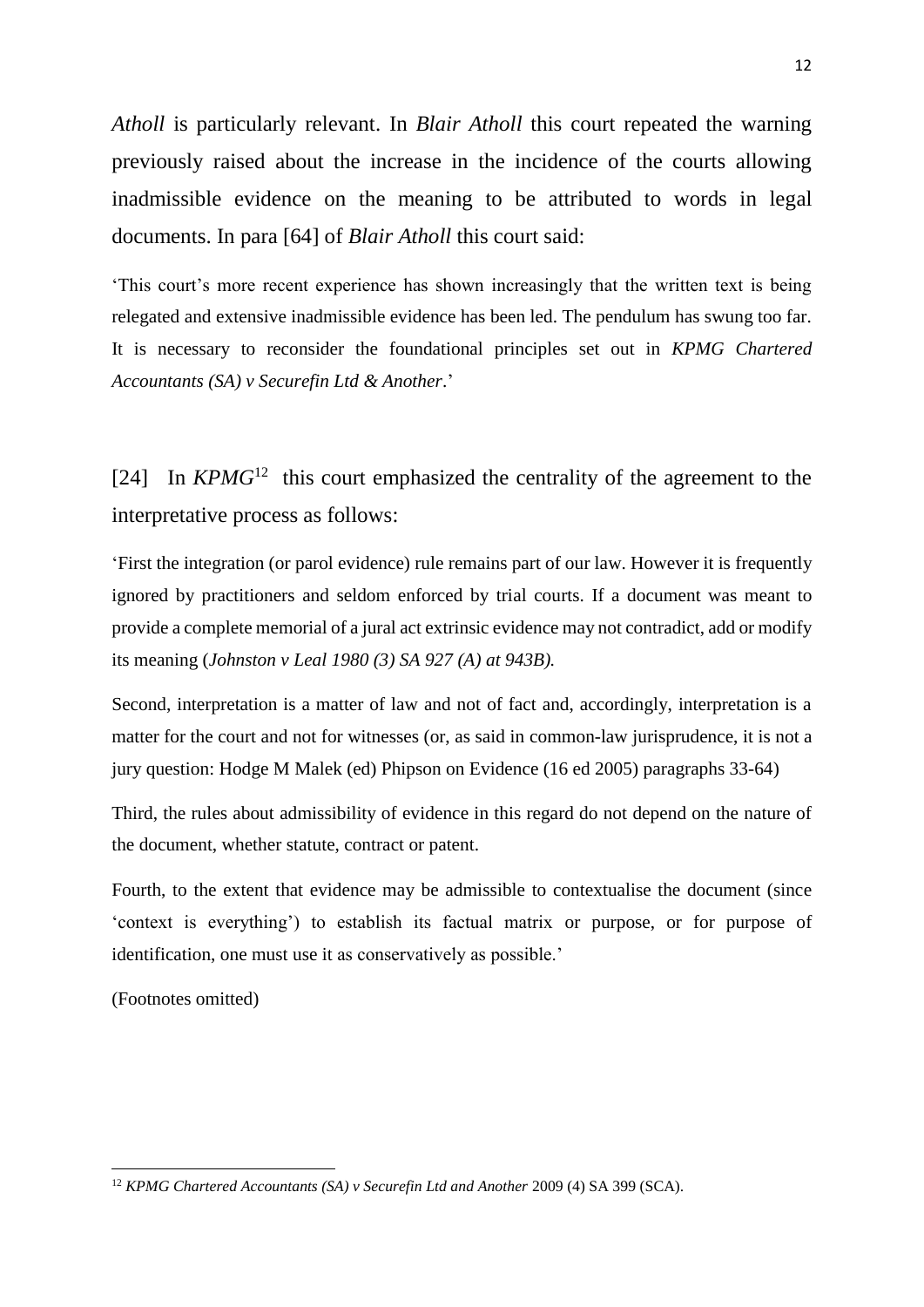*Atholl* is particularly relevant. In *Blair Atholl* this court repeated the warning previously raised about the increase in the incidence of the courts allowing inadmissible evidence on the meaning to be attributed to words in legal documents. In para [64] of *Blair Atholl* this court said:

> 'This court's more recent experience has shown increasingly that the written text is being relegated and extensive inadmissible evidence has been led. The pendulum has swung too far. It is necessary to reconsider the foundational principles set out in *KPMG Chartered Accountants (SA) v Securefin Ltd & Another*.'

[24] In *KPMG*[12] this court emphasized the centrality of the agreement to the interpretative process as follows:

> 'First the integration (or parol evidence) rule remains part of our law. However it is frequently ignored by practitioners and seldom enforced by trial courts. If a document was meant to provide a complete memorial of a jural act extrinsic evidence may not contradict, add or modify its meaning (*Johnston v Leal 1980 (3) SA 927 (A) at 943B).*
>
> Second, interpretation is a matter of law and not of fact and, accordingly, interpretation is a matter for the court and not for witnesses (or, as said in common-law jurisprudence, it is not a jury question: Hodge M Malek (ed) Phipson on Evidence (16 ed 2005) paragraphs 33-64)
>
> Third, the rules about admissibility of evidence in this regard do not depend on the nature of the document, whether statute, contract or patent.
>
> Fourth, to the extent that evidence may be admissible to contextualise the document (since 'context is everything') to establish its factual matrix or purpose, or for purpose of identification, one must use it as conservatively as possible.'
>
> (Footnotes omitted)

---

[12] *KPMG Chartered Accountants (SA) v Securefin Ltd and Another* 2009 (4) SA 399 (SCA).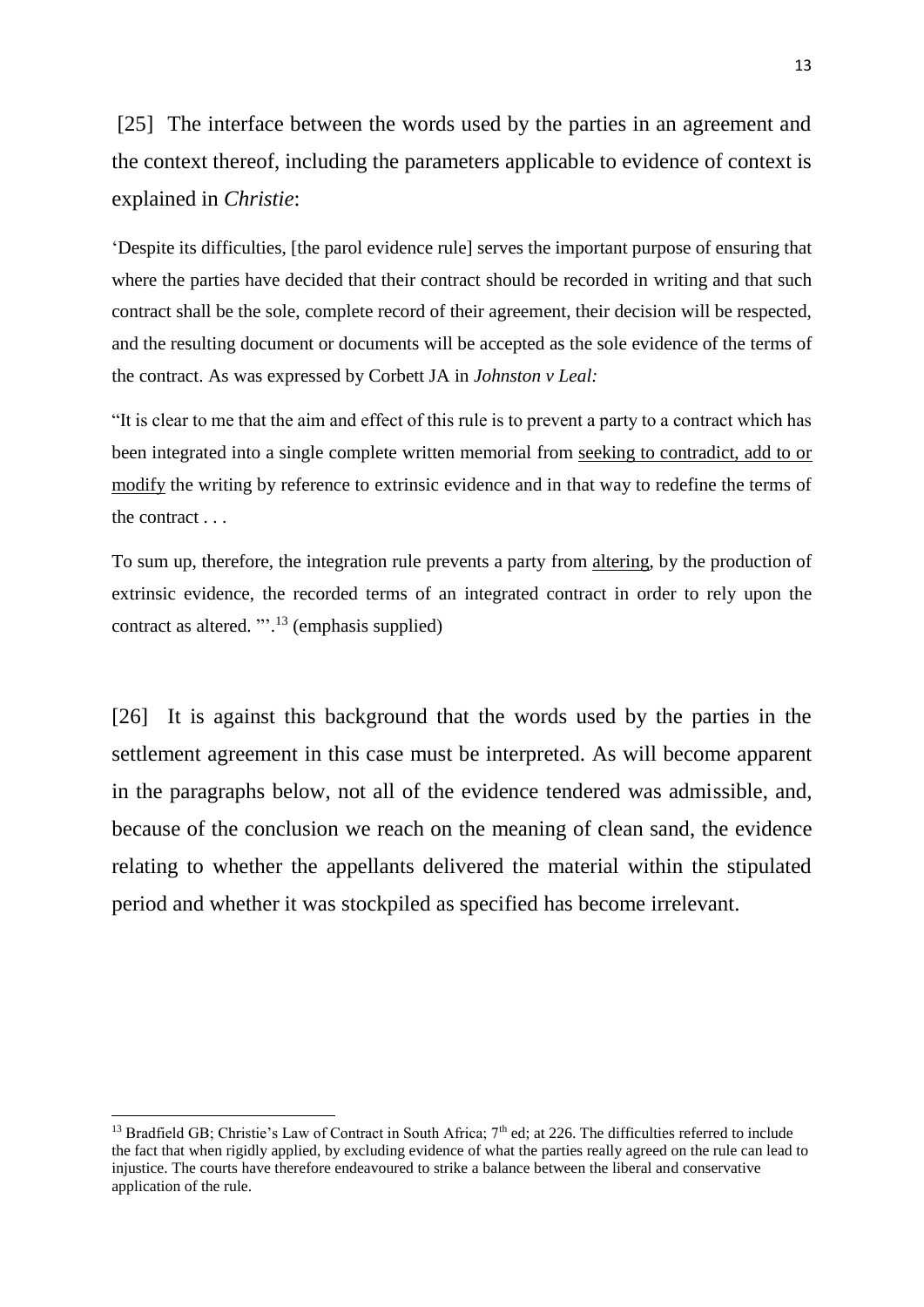[25] The interface between the words used by the parties in an agreement and the context thereof, including the parameters applicable to evidence of context is explained in *Christie*:

'Despite its difficulties, [the parol evidence rule] serves the important purpose of ensuring that where the parties have decided that their contract should be recorded in writing and that such contract shall be the sole, complete record of their agreement, their decision will be respected, and the resulting document or documents will be accepted as the sole evidence of the terms of the contract. As was expressed by Corbett JA in *Johnston v Leal:*

"It is clear to me that the aim and effect of this rule is to prevent a party to a contract which has been integrated into a single complete written memorial from <u>seeking to contradict, add to or modify</u> the writing by reference to extrinsic evidence and in that way to redefine the terms of the contract . . .

To sum up, therefore, the integration rule prevents a party from <u>altering</u>, by the production of extrinsic evidence, the recorded terms of an integrated contract in order to rely upon the contract as altered. "'.[13] (emphasis supplied)

[26] It is against this background that the words used by the parties in the settlement agreement in this case must be interpreted. As will become apparent in the paragraphs below, not all of the evidence tendered was admissible, and, because of the conclusion we reach on the meaning of clean sand, the evidence relating to whether the appellants delivered the material within the stipulated period and whether it was stockpiled as specified has become irrelevant.

---

[13] Bradfield GB; Christie's Law of Contract in South Africa; 7th ed; at 226. The difficulties referred to include the fact that when rigidly applied, by excluding evidence of what the parties really agreed on the rule can lead to injustice. The courts have therefore endeavoured to strike a balance between the liberal and conservative application of the rule.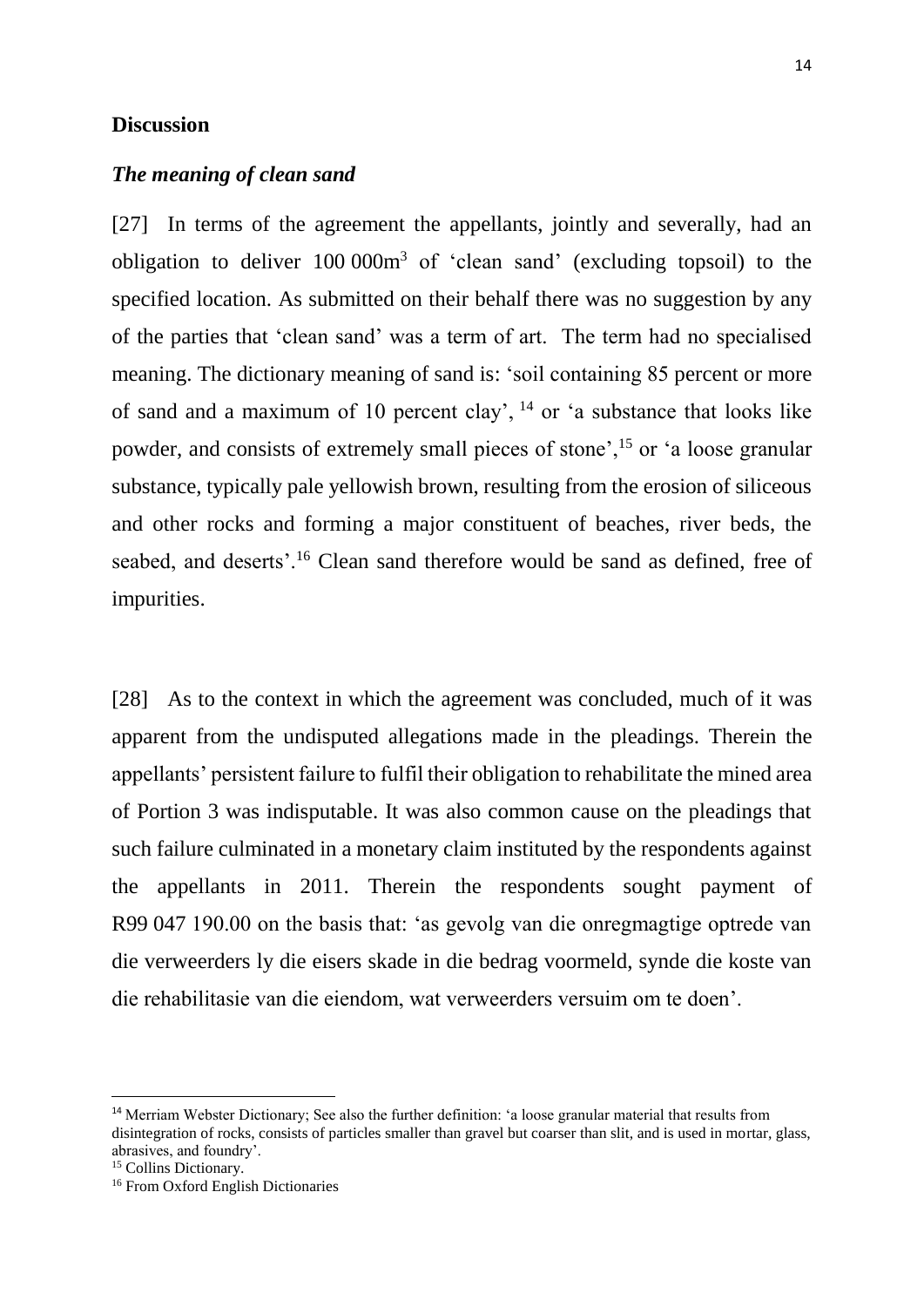**Discussion**

***The meaning of clean sand***

[27] In terms of the agreement the appellants, jointly and severally, had an obligation to deliver 100 000m$^3$ of 'clean sand' (excluding topsoil) to the specified location. As submitted on their behalf there was no suggestion by any of the parties that 'clean sand' was a term of art. The term had no specialised meaning. The dictionary meaning of sand is: 'soil containing 85 percent or more of sand and a maximum of 10 percent clay', [14] or 'a substance that looks like powder, and consists of extremely small pieces of stone',[15] or 'a loose granular substance, typically pale yellowish brown, resulting from the erosion of siliceous and other rocks and forming a major constituent of beaches, river beds, the seabed, and deserts'.[16] Clean sand therefore would be sand as defined, free of impurities.

[28] As to the context in which the agreement was concluded, much of it was apparent from the undisputed allegations made in the pleadings. Therein the appellants' persistent failure to fulfil their obligation to rehabilitate the mined area of Portion 3 was indisputable. It was also common cause on the pleadings that such failure culminated in a monetary claim instituted by the respondents against the appellants in 2011. Therein the respondents sought payment of R99 047 190.00 on the basis that: 'as gevolg van die onregmagtige optrede van die verweerders ly die eisers skade in die bedrag voormeld, synde die koste van die rehabilitasie van die eiendom, wat verweerders versuim om te doen'.

---

[14] Merriam Webster Dictionary; See also the further definition: 'a loose granular material that results from disintegration of rocks, consists of particles smaller than gravel but coarser than slit, and is used in mortar, glass, abrasives, and foundry'.

[15] Collins Dictionary.

[16] From Oxford English Dictionaries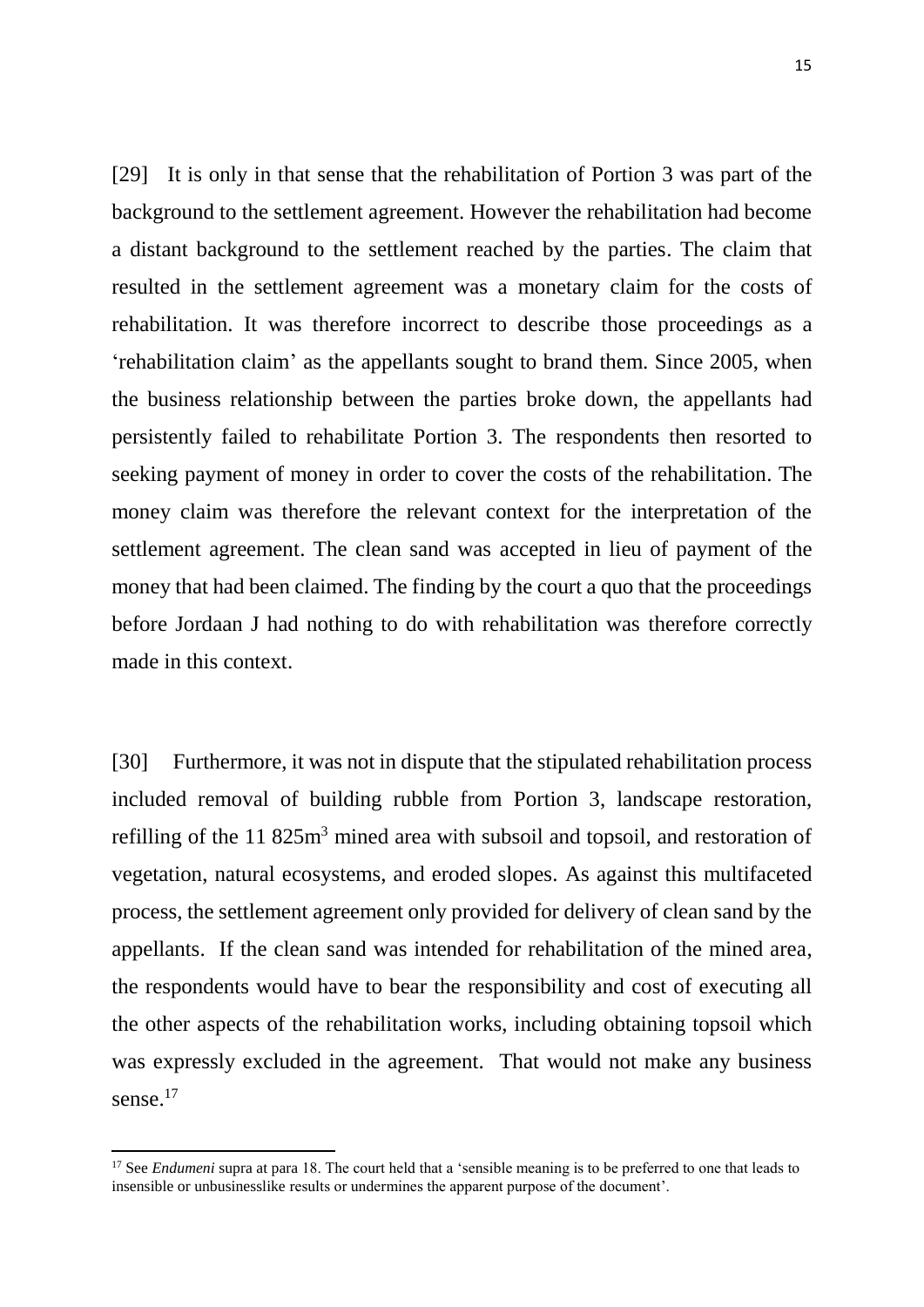[29] It is only in that sense that the rehabilitation of Portion 3 was part of the background to the settlement agreement. However the rehabilitation had become a distant background to the settlement reached by the parties. The claim that resulted in the settlement agreement was a monetary claim for the costs of rehabilitation. It was therefore incorrect to describe those proceedings as a 'rehabilitation claim' as the appellants sought to brand them. Since 2005, when the business relationship between the parties broke down, the appellants had persistently failed to rehabilitate Portion 3. The respondents then resorted to seeking payment of money in order to cover the costs of the rehabilitation. The money claim was therefore the relevant context for the interpretation of the settlement agreement. The clean sand was accepted in lieu of payment of the money that had been claimed. The finding by the court a quo that the proceedings before Jordaan J had nothing to do with rehabilitation was therefore correctly made in this context.

[30] Furthermore, it was not in dispute that the stipulated rehabilitation process included removal of building rubble from Portion 3, landscape restoration, refilling of the 11 825m$^3$ mined area with subsoil and topsoil, and restoration of vegetation, natural ecosystems, and eroded slopes. As against this multifaceted process, the settlement agreement only provided for delivery of clean sand by the appellants. If the clean sand was intended for rehabilitation of the mined area, the respondents would have to bear the responsibility and cost of executing all the other aspects of the rehabilitation works, including obtaining topsoil which was expressly excluded in the agreement. That would not make any business sense.[17]

---

[17] See *Endumeni* supra at para 18. The court held that a 'sensible meaning is to be preferred to one that leads to insensible or unbusinesslike results or undermines the apparent purpose of the document'.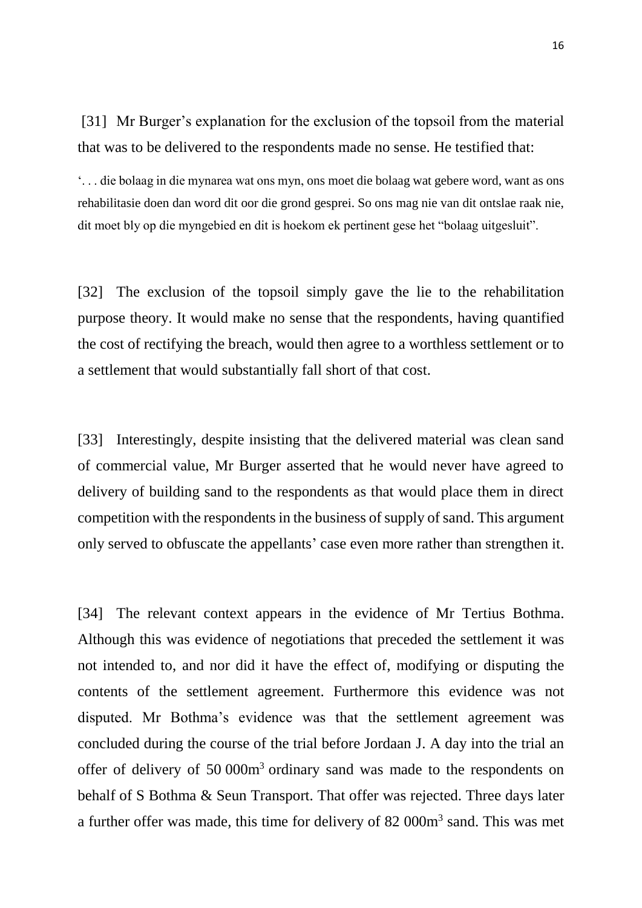[31] Mr Burger's explanation for the exclusion of the topsoil from the material that was to be delivered to the respondents made no sense. He testified that:

'. . . die bolaag in die mynarea wat ons myn, ons moet die bolaag wat gebere word, want as ons rehabilitasie doen dan word dit oor die grond gesprei. So ons mag nie van dit ontslae raak nie, dit moet bly op die myngebied en dit is hoekom ek pertinent gese het "bolaag uitgesluit".

[32] The exclusion of the topsoil simply gave the lie to the rehabilitation purpose theory. It would make no sense that the respondents, having quantified the cost of rectifying the breach, would then agree to a worthless settlement or to a settlement that would substantially fall short of that cost.

[33] Interestingly, despite insisting that the delivered material was clean sand of commercial value, Mr Burger asserted that he would never have agreed to delivery of building sand to the respondents as that would place them in direct competition with the respondents in the business of supply of sand. This argument only served to obfuscate the appellants' case even more rather than strengthen it.

[34] The relevant context appears in the evidence of Mr Tertius Bothma. Although this was evidence of negotiations that preceded the settlement it was not intended to, and nor did it have the effect of, modifying or disputing the contents of the settlement agreement. Furthermore this evidence was not disputed. Mr Bothma's evidence was that the settlement agreement was concluded during the course of the trial before Jordaan J. A day into the trial an offer of delivery of 50 000m$^3$ ordinary sand was made to the respondents on behalf of S Bothma & Seun Transport. That offer was rejected. Three days later a further offer was made, this time for delivery of 82 000m$^3$ sand. This was met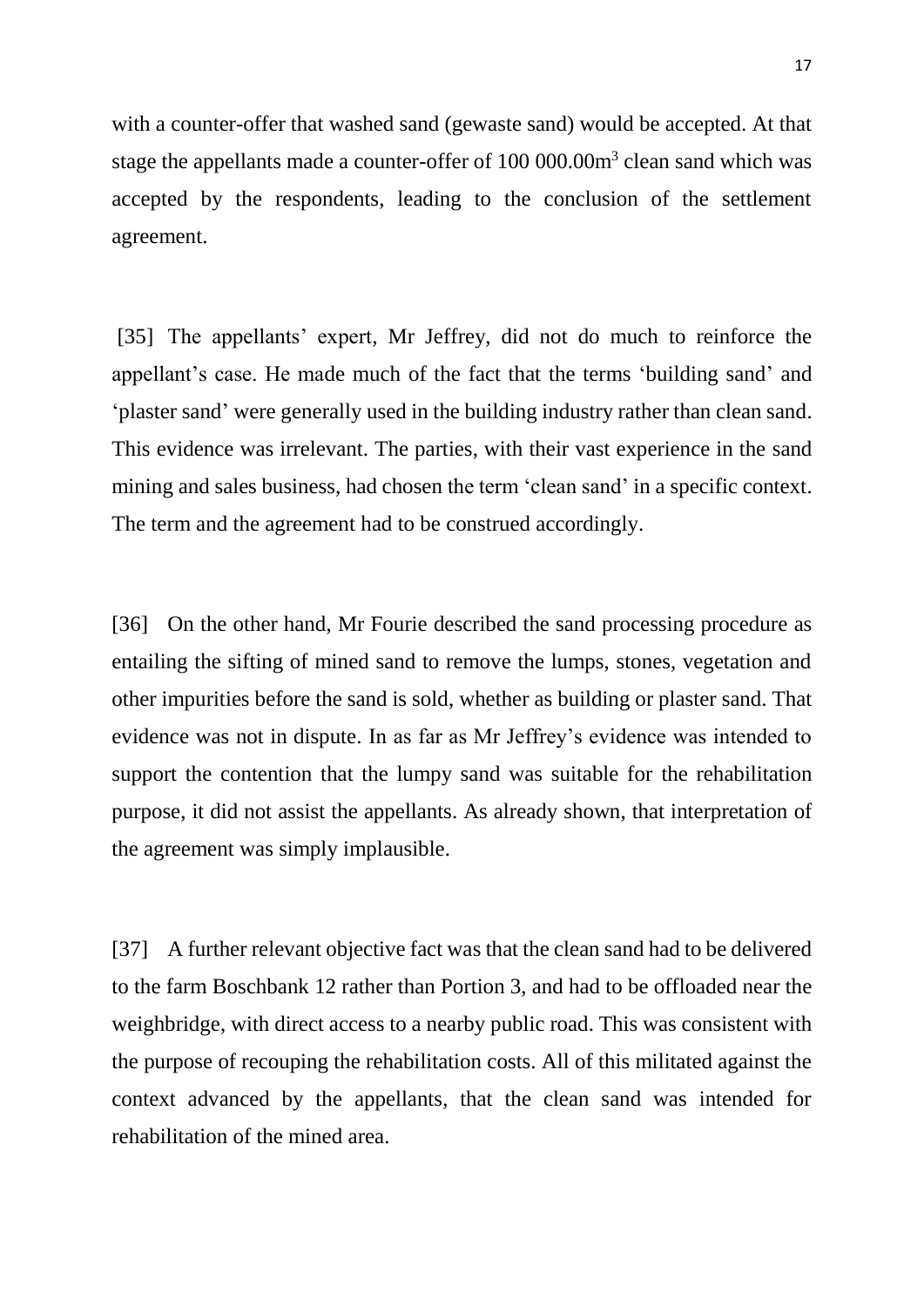with a counter-offer that washed sand (gewaste sand) would be accepted. At that stage the appellants made a counter-offer of 100 000.00m$^3$ clean sand which was accepted by the respondents, leading to the conclusion of the settlement agreement.

[35] The appellants' expert, Mr Jeffrey, did not do much to reinforce the appellant's case. He made much of the fact that the terms 'building sand' and 'plaster sand' were generally used in the building industry rather than clean sand. This evidence was irrelevant. The parties, with their vast experience in the sand mining and sales business, had chosen the term 'clean sand' in a specific context. The term and the agreement had to be construed accordingly.

[36] On the other hand, Mr Fourie described the sand processing procedure as entailing the sifting of mined sand to remove the lumps, stones, vegetation and other impurities before the sand is sold, whether as building or plaster sand. That evidence was not in dispute. In as far as Mr Jeffrey's evidence was intended to support the contention that the lumpy sand was suitable for the rehabilitation purpose, it did not assist the appellants. As already shown, that interpretation of the agreement was simply implausible.

[37] A further relevant objective fact was that the clean sand had to be delivered to the farm Boschbank 12 rather than Portion 3, and had to be offloaded near the weighbridge, with direct access to a nearby public road. This was consistent with the purpose of recouping the rehabilitation costs. All of this militated against the context advanced by the appellants, that the clean sand was intended for rehabilitation of the mined area.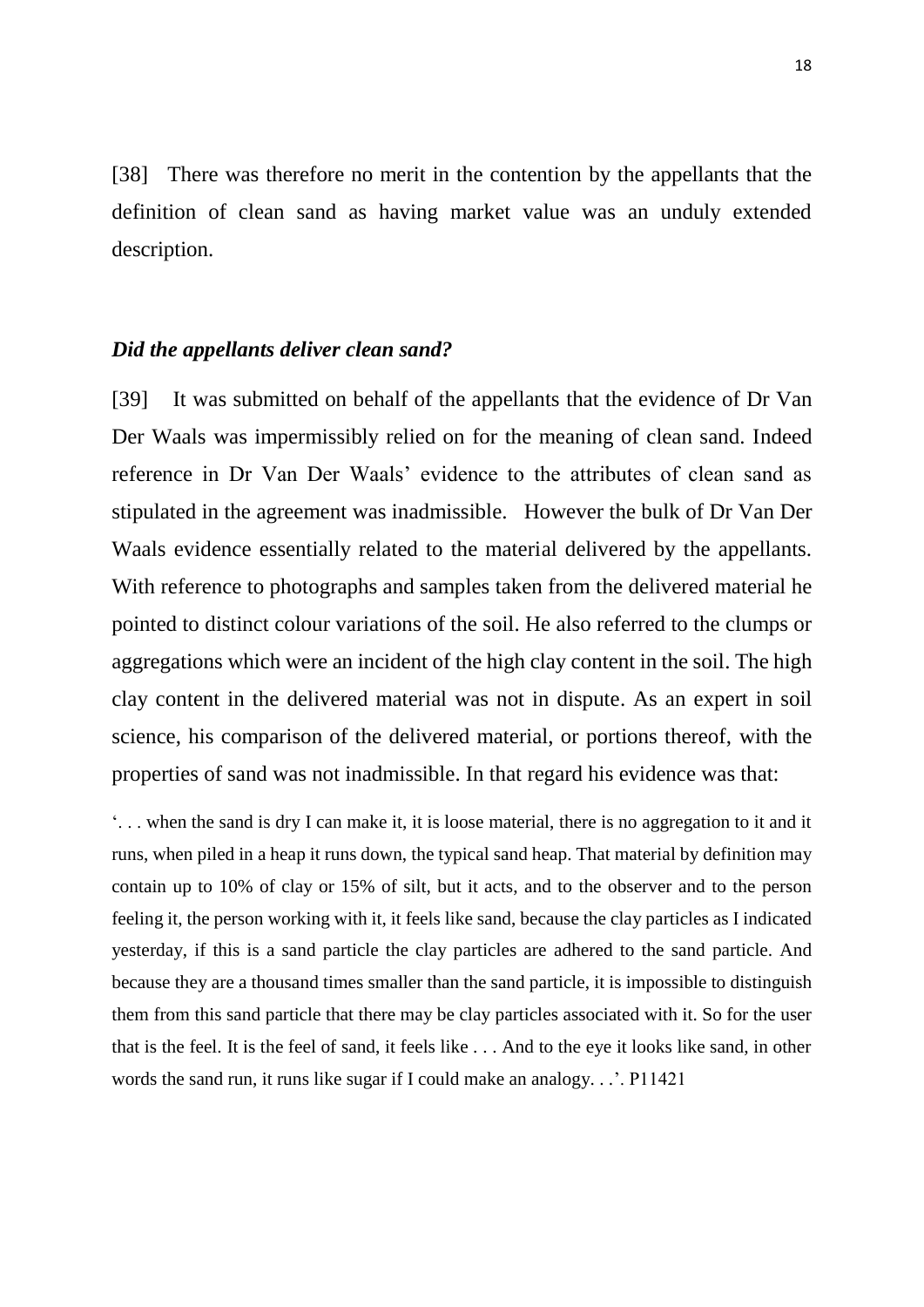[38] There was therefore no merit in the contention by the appellants that the definition of clean sand as having market value was an unduly extended description.

### *Did the appellants deliver clean sand?*

[39] It was submitted on behalf of the appellants that the evidence of Dr Van Der Waals was impermissibly relied on for the meaning of clean sand. Indeed reference in Dr Van Der Waals' evidence to the attributes of clean sand as stipulated in the agreement was inadmissible. However the bulk of Dr Van Der Waals evidence essentially related to the material delivered by the appellants. With reference to photographs and samples taken from the delivered material he pointed to distinct colour variations of the soil. He also referred to the clumps or aggregations which were an incident of the high clay content in the soil. The high clay content in the delivered material was not in dispute. As an expert in soil science, his comparison of the delivered material, or portions thereof, with the properties of sand was not inadmissible. In that regard his evidence was that:

'. . . when the sand is dry I can make it, it is loose material, there is no aggregation to it and it runs, when piled in a heap it runs down, the typical sand heap. That material by definition may contain up to 10% of clay or 15% of silt, but it acts, and to the observer and to the person feeling it, the person working with it, it feels like sand, because the clay particles as I indicated yesterday, if this is a sand particle the clay particles are adhered to the sand particle. And because they are a thousand times smaller than the sand particle, it is impossible to distinguish them from this sand particle that there may be clay particles associated with it. So for the user that is the feel. It is the feel of sand, it feels like . . . And to the eye it looks like sand, in other words the sand run, it runs like sugar if I could make an analogy. . .'. P11421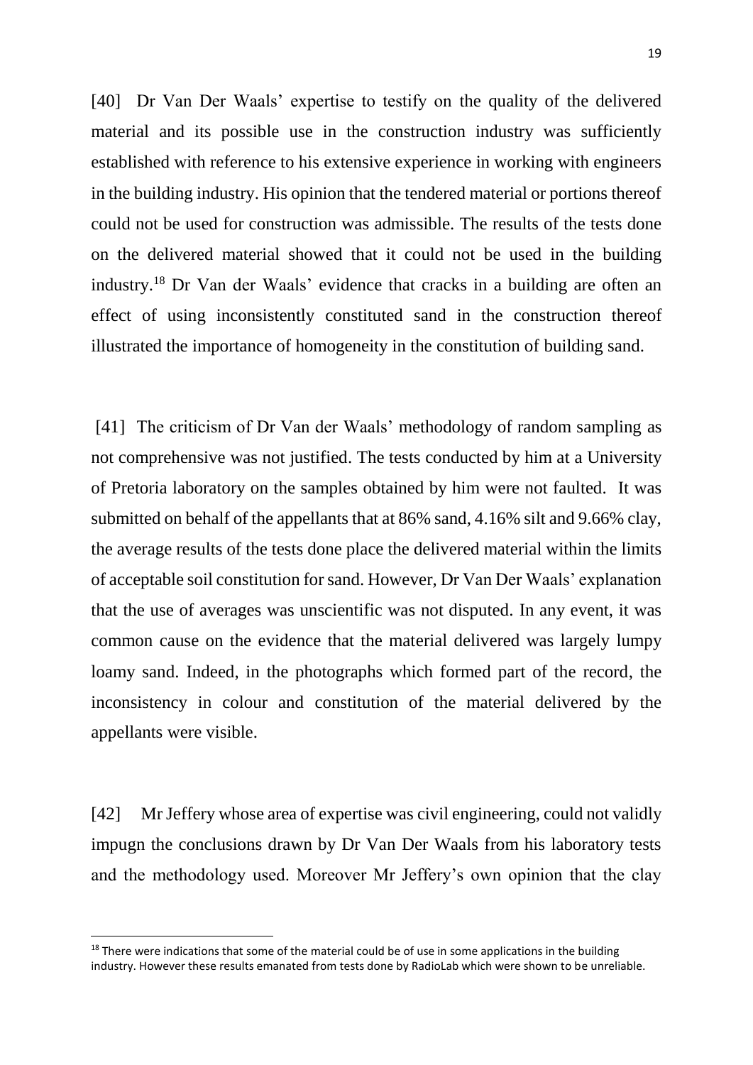[40] Dr Van Der Waals' expertise to testify on the quality of the delivered material and its possible use in the construction industry was sufficiently established with reference to his extensive experience in working with engineers in the building industry. His opinion that the tendered material or portions thereof could not be used for construction was admissible. The results of the tests done on the delivered material showed that it could not be used in the building industry.[18] Dr Van der Waals' evidence that cracks in a building are often an effect of using inconsistently constituted sand in the construction thereof illustrated the importance of homogeneity in the constitution of building sand.

[41] The criticism of Dr Van der Waals' methodology of random sampling as not comprehensive was not justified. The tests conducted by him at a University of Pretoria laboratory on the samples obtained by him were not faulted. It was submitted on behalf of the appellants that at 86% sand, 4.16% silt and 9.66% clay, the average results of the tests done place the delivered material within the limits of acceptable soil constitution for sand. However, Dr Van Der Waals' explanation that the use of averages was unscientific was not disputed. In any event, it was common cause on the evidence that the material delivered was largely lumpy loamy sand. Indeed, in the photographs which formed part of the record, the inconsistency in colour and constitution of the material delivered by the appellants were visible.

[42] Mr Jeffery whose area of expertise was civil engineering, could not validly impugn the conclusions drawn by Dr Van Der Waals from his laboratory tests and the methodology used. Moreover Mr Jeffery's own opinion that the clay

---

[18] There were indications that some of the material could be of use in some applications in the building industry. However these results emanated from tests done by RadioLab which were shown to be unreliable.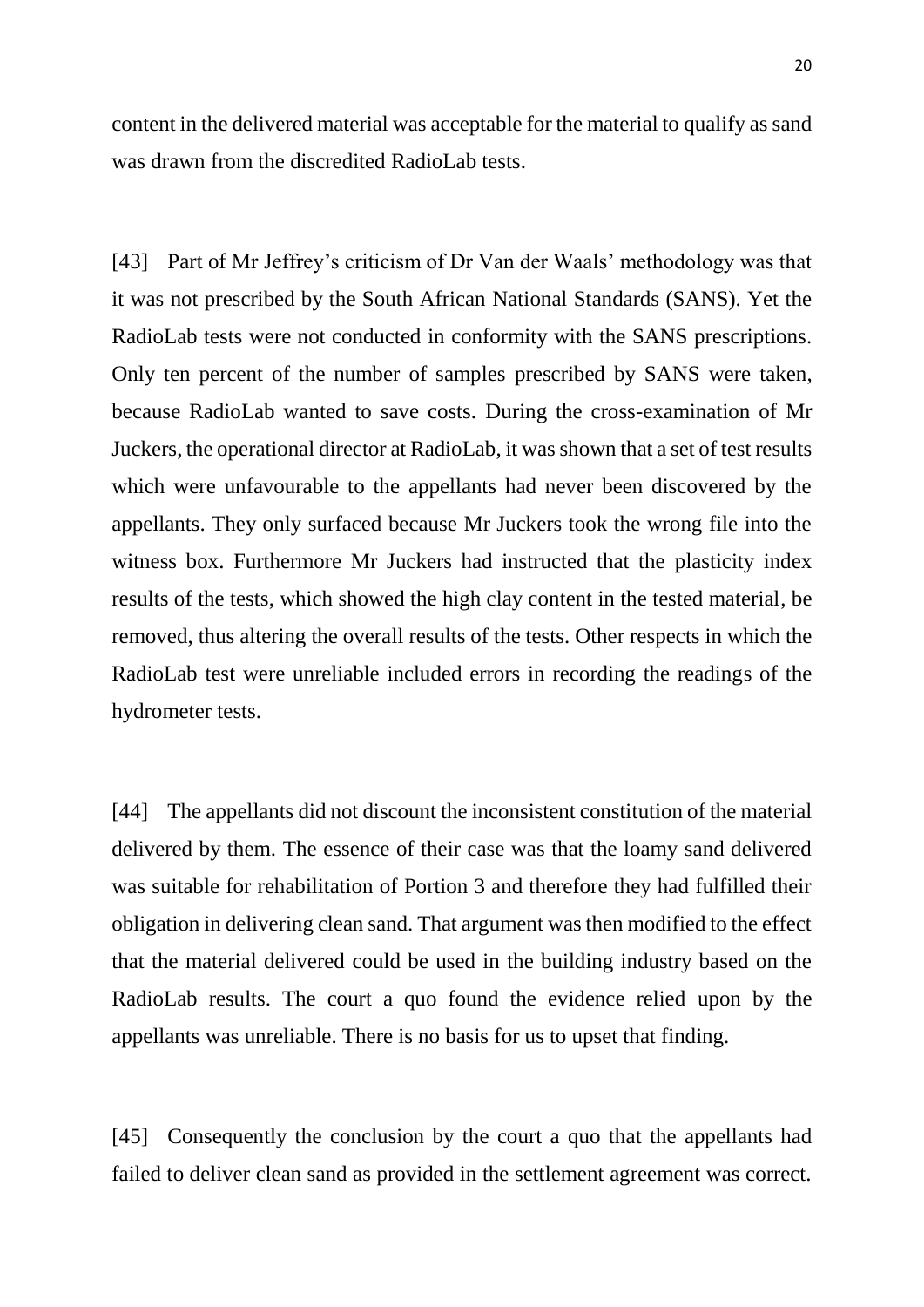content in the delivered material was acceptable for the material to qualify as sand was drawn from the discredited RadioLab tests.

[43] Part of Mr Jeffrey's criticism of Dr Van der Waals' methodology was that it was not prescribed by the South African National Standards (SANS). Yet the RadioLab tests were not conducted in conformity with the SANS prescriptions. Only ten percent of the number of samples prescribed by SANS were taken, because RadioLab wanted to save costs. During the cross-examination of Mr Juckers, the operational director at RadioLab, it was shown that a set of test results which were unfavourable to the appellants had never been discovered by the appellants. They only surfaced because Mr Juckers took the wrong file into the witness box. Furthermore Mr Juckers had instructed that the plasticity index results of the tests, which showed the high clay content in the tested material, be removed, thus altering the overall results of the tests. Other respects in which the RadioLab test were unreliable included errors in recording the readings of the hydrometer tests.

[44] The appellants did not discount the inconsistent constitution of the material delivered by them. The essence of their case was that the loamy sand delivered was suitable for rehabilitation of Portion 3 and therefore they had fulfilled their obligation in delivering clean sand. That argument was then modified to the effect that the material delivered could be used in the building industry based on the RadioLab results. The court a quo found the evidence relied upon by the appellants was unreliable. There is no basis for us to upset that finding.

[45] Consequently the conclusion by the court a quo that the appellants had failed to deliver clean sand as provided in the settlement agreement was correct.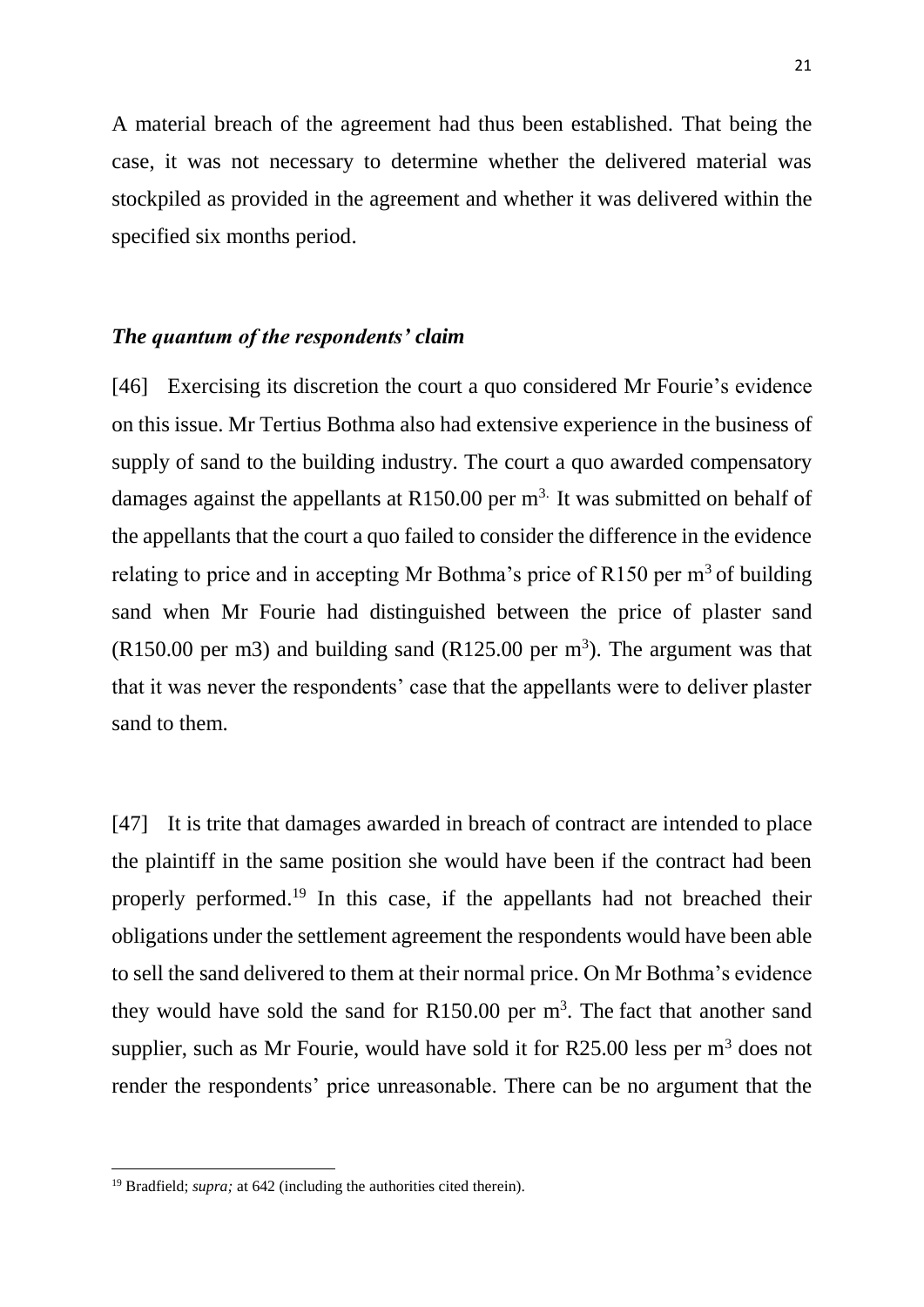A material breach of the agreement had thus been established. That being the case, it was not necessary to determine whether the delivered material was stockpiled as provided in the agreement and whether it was delivered within the specified six months period.

### *The quantum of the respondents' claim*

[46] Exercising its discretion the court a quo considered Mr Fourie's evidence on this issue. Mr Tertius Bothma also had extensive experience in the business of supply of sand to the building industry. The court a quo awarded compensatory damages against the appellants at R150.00 per $m^{3.}$ It was submitted on behalf of the appellants that the court a quo failed to consider the difference in the evidence relating to price and in accepting Mr Bothma's price of R150 per $m^3$ of building sand when Mr Fourie had distinguished between the price of plaster sand (R150.00 per m3) and building sand (R125.00 per $m^3$). The argument was that that it was never the respondents' case that the appellants were to deliver plaster sand to them.

[47] It is trite that damages awarded in breach of contract are intended to place the plaintiff in the same position she would have been if the contract had been properly performed.[19] In this case, if the appellants had not breached their obligations under the settlement agreement the respondents would have been able to sell the sand delivered to them at their normal price. On Mr Bothma's evidence they would have sold the sand for R150.00 per $m^3$. The fact that another sand supplier, such as Mr Fourie, would have sold it for R25.00 less per $m^3$ does not render the respondents' price unreasonable. There can be no argument that the

[19] Bradfield; *supra;* at 642 (including the authorities cited therein).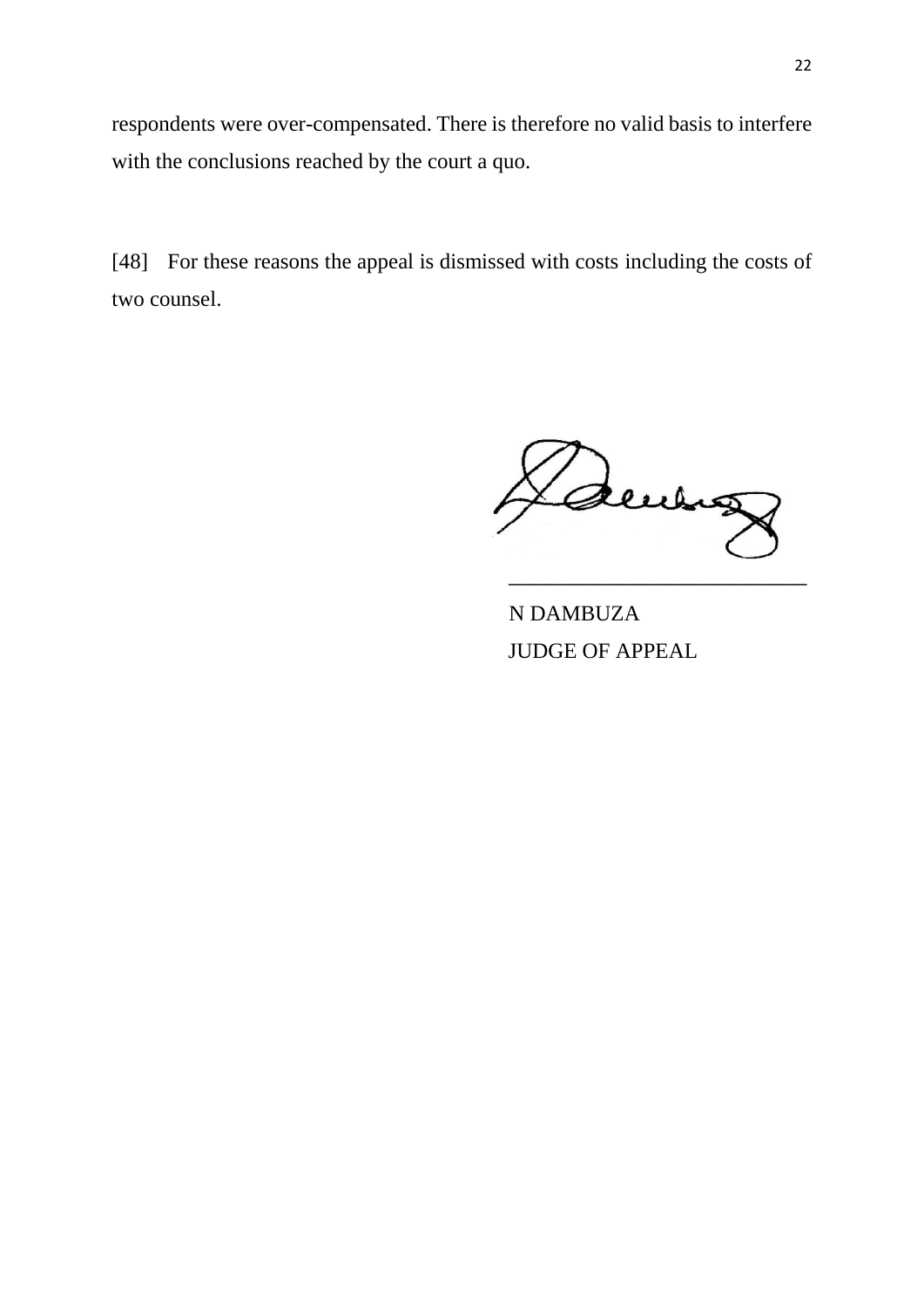respondents were over-compensated. There is therefore no valid basis to interfere with the conclusions reached by the court a quo.

[48] For these reasons the appeal is dismissed with costs including the costs of two counsel.

\_\_\_\_\_\_\_\_\_\_\_\_\_\_\_\_\_\_\_\_\_\_\_\_\_\_\_

N DAMBUZA

JUDGE OF APPEAL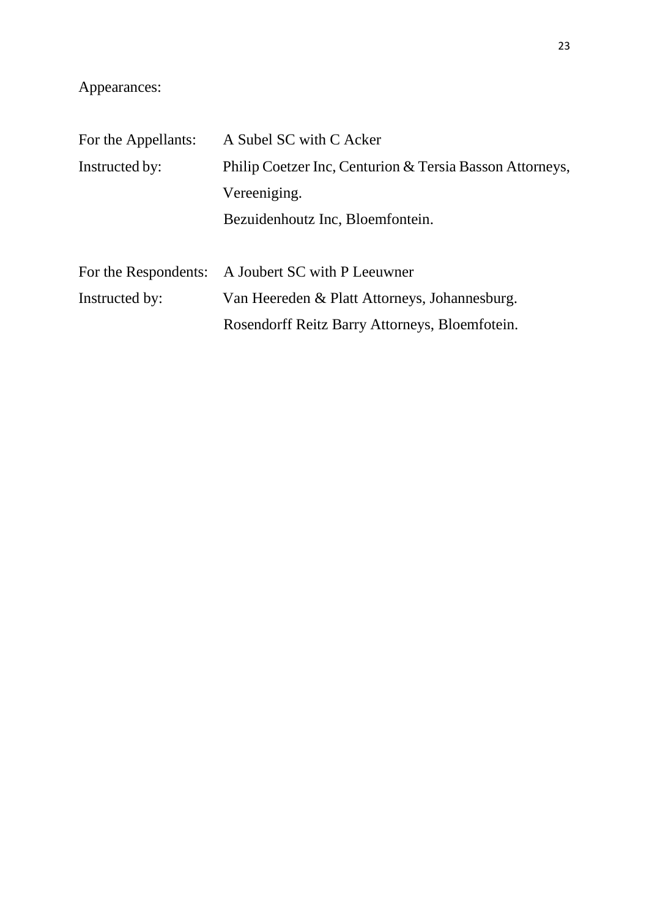Appearances:

| | |
|---|---|
| For the Appellants: | A Subel SC with C Acker |
| Instructed by: | Philip Coetzer Inc, Centurion & Tersia Basson Attorneys, Vereeniging. |
| | Bezuidenhoutz Inc, Bloemfontein. |
| | |
| For the Respondents: | A Joubert SC with P Leeuwner |
| Instructed by: | Van Heereden & Platt Attorneys, Johannesburg. |
| | Rosendorff Reitz Barry Attorneys, Bloemfotein. |